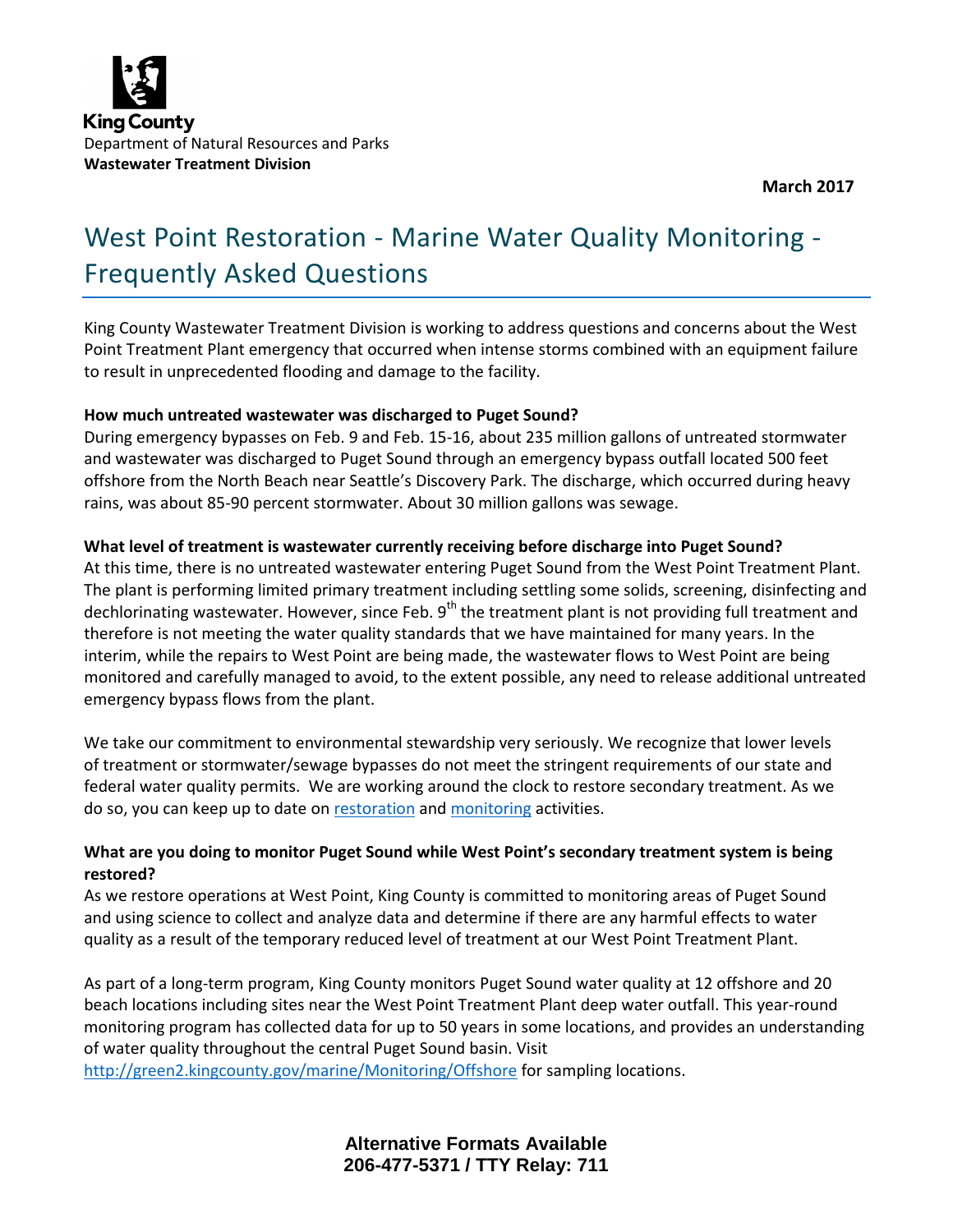King County
Department of Natural Resources and Parks
**Wastewater Treatment Division**

**March 2017**

# West Point Restoration - Marine Water Quality Monitoring - Frequently Asked Questions

King County Wastewater Treatment Division is working to address questions and concerns about the West Point Treatment Plant emergency that occurred when intense storms combined with an equipment failure to result in unprecedented flooding and damage to the facility.

**How much untreated wastewater was discharged to Puget Sound?**
During emergency bypasses on Feb. 9 and Feb. 15-16, about 235 million gallons of untreated stormwater and wastewater was discharged to Puget Sound through an emergency bypass outfall located 500 feet offshore from the North Beach near Seattle's Discovery Park. The discharge, which occurred during heavy rains, was about 85-90 percent stormwater. About 30 million gallons was sewage.

**What level of treatment is wastewater currently receiving before discharge into Puget Sound?**
At this time, there is no untreated wastewater entering Puget Sound from the West Point Treatment Plant. The plant is performing limited primary treatment including settling some solids, screening, disinfecting and dechlorinating wastewater. However, since Feb. 9th the treatment plant is not providing full treatment and therefore is not meeting the water quality standards that we have maintained for many years. In the interim, while the repairs to West Point are being made, the wastewater flows to West Point are being monitored and carefully managed to avoid, to the extent possible, any need to release additional untreated emergency bypass flows from the plant.

We take our commitment to environmental stewardship very seriously. We recognize that lower levels of treatment or stormwater/sewage bypasses do not meet the stringent requirements of our state and federal water quality permits. We are working around the clock to restore secondary treatment. As we do so, you can keep up to date on restoration and monitoring activities.

**What are you doing to monitor Puget Sound while West Point's secondary treatment system is being restored?**
As we restore operations at West Point, King County is committed to monitoring areas of Puget Sound and using science to collect and analyze data and determine if there are any harmful effects to water quality as a result of the temporary reduced level of treatment at our West Point Treatment Plant.

As part of a long-term program, King County monitors Puget Sound water quality at 12 offshore and 20 beach locations including sites near the West Point Treatment Plant deep water outfall. This year-round monitoring program has collected data for up to 50 years in some locations, and provides an understanding of water quality throughout the central Puget Sound basin. Visit http://green2.kingcounty.gov/marine/Monitoring/Offshore for sampling locations.

**Alternative Formats Available**
**206-477-5371 / TTY Relay: 711**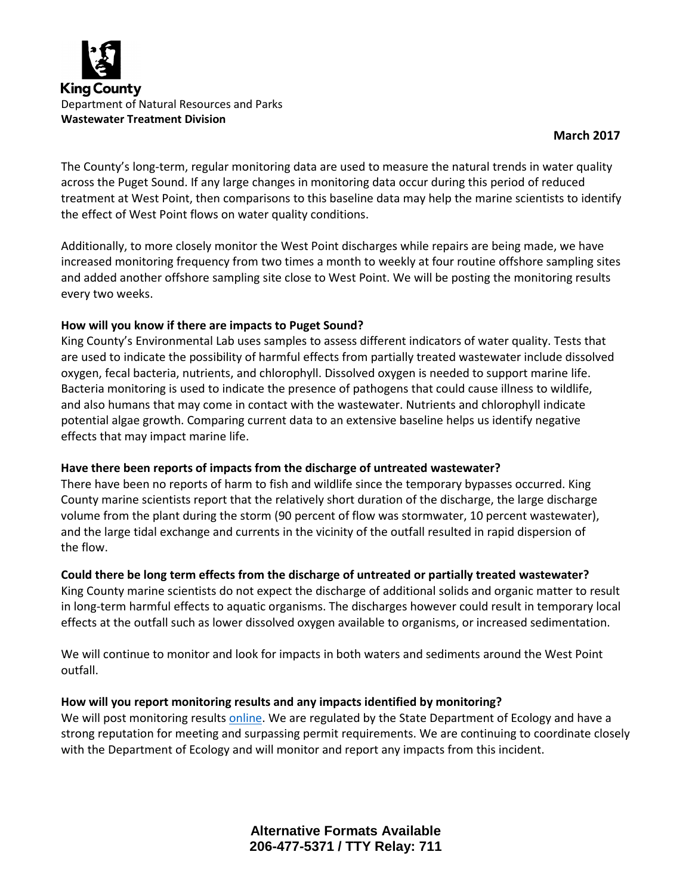King County

Department of Natural Resources and Parks

**Wastewater Treatment Division**

**March 2017**

The County's long-term, regular monitoring data are used to measure the natural trends in water quality across the Puget Sound. If any large changes in monitoring data occur during this period of reduced treatment at West Point, then comparisons to this baseline data may help the marine scientists to identify the effect of West Point flows on water quality conditions.

Additionally, to more closely monitor the West Point discharges while repairs are being made, we have increased monitoring frequency from two times a month to weekly at four routine offshore sampling sites and added another offshore sampling site close to West Point. We will be posting the monitoring results every two weeks.

**How will you know if there are impacts to Puget Sound?**

King County's Environmental Lab uses samples to assess different indicators of water quality. Tests that are used to indicate the possibility of harmful effects from partially treated wastewater include dissolved oxygen, fecal bacteria, nutrients, and chlorophyll. Dissolved oxygen is needed to support marine life. Bacteria monitoring is used to indicate the presence of pathogens that could cause illness to wildlife, and also humans that may come in contact with the wastewater. Nutrients and chlorophyll indicate potential algae growth. Comparing current data to an extensive baseline helps us identify negative effects that may impact marine life.

**Have there been reports of impacts from the discharge of untreated wastewater?**

There have been no reports of harm to fish and wildlife since the temporary bypasses occurred. King County marine scientists report that the relatively short duration of the discharge, the large discharge volume from the plant during the storm (90 percent of flow was stormwater, 10 percent wastewater), and the large tidal exchange and currents in the vicinity of the outfall resulted in rapid dispersion of the flow.

**Could there be long term effects from the discharge of untreated or partially treated wastewater?**

King County marine scientists do not expect the discharge of additional solids and organic matter to result in long-term harmful effects to aquatic organisms. The discharges however could result in temporary local effects at the outfall such as lower dissolved oxygen available to organisms, or increased sedimentation.

We will continue to monitor and look for impacts in both waters and sediments around the West Point outfall.

**How will you report monitoring results and any impacts identified by monitoring?**

We will post monitoring results online. We are regulated by the State Department of Ecology and have a strong reputation for meeting and surpassing permit requirements. We are continuing to coordinate closely with the Department of Ecology and will monitor and report any impacts from this incident.

**Alternative Formats Available**
**206-477-5371 / TTY Relay: 711**